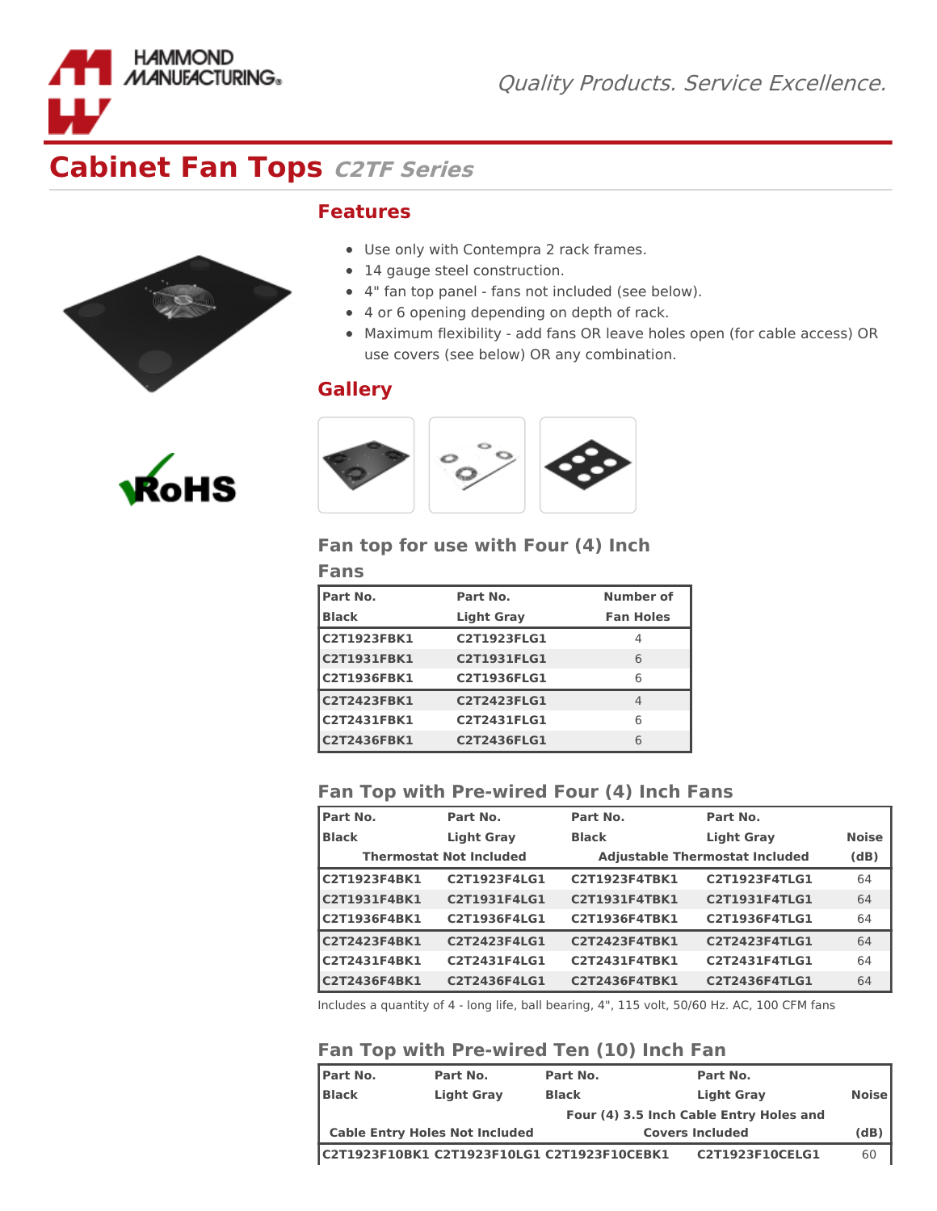HAMMOND MANUFACTURING®

*Quality Products. Service Excellence.*

# Cabinet Fan Tops *C2TF Series*

## Features

- Use only with Contempra 2 rack frames.
- 14 gauge steel construction.
- 4" fan top panel - fans not included (see below).
- 4 or 6 opening depending on depth of rack.
- Maximum flexibility - add fans OR leave holes open (for cable access) OR use covers (see below) OR any combination.

## Gallery

RoHS

### Fan top for use with Four (4) Inch Fans

| Part No. Black | Part No. Light Gray | Number of Fan Holes |
|---|---|---|
| C2T1923FBK1 | C2T1923FLG1 | 4 |
| C2T1931FBK1 | C2T1931FLG1 | 6 |
| C2T1936FBK1 | C2T1936FLG1 | 6 |
| C2T2423FBK1 | C2T2423FLG1 | 4 |
| C2T2431FBK1 | C2T2431FLG1 | 6 |
| C2T2436FBK1 | C2T2436FLG1 | 6 |

### Fan Top with Pre-wired Four (4) Inch Fans

| Part No. Black | Part No. Light Gray | Part No. Black | Part No. Light Gray | Noise |
|---|---|---|---|---|
| Thermostat Not Included | | Adjustable Thermostat Included | | (dB) |
| C2T1923F4BK1 | C2T1923F4LG1 | C2T1923F4TBK1 | C2T1923F4TLG1 | 64 |
| C2T1931F4BK1 | C2T1931F4LG1 | C2T1931F4TBK1 | C2T1931F4TLG1 | 64 |
| C2T1936F4BK1 | C2T1936F4LG1 | C2T1936F4TBK1 | C2T1936F4TLG1 | 64 |
| C2T2423F4BK1 | C2T2423F4LG1 | C2T2423F4TBK1 | C2T2423F4TLG1 | 64 |
| C2T2431F4BK1 | C2T2431F4LG1 | C2T2431F4TBK1 | C2T2431F4TLG1 | 64 |
| C2T2436F4BK1 | C2T2436F4LG1 | C2T2436F4TBK1 | C2T2436F4TLG1 | 64 |

Includes a quantity of 4 - long life, ball bearing, 4", 115 volt, 50/60 Hz. AC, 100 CFM fans

### Fan Top with Pre-wired Ten (10) Inch Fan

| Part No. Black | Part No. Light Gray | Part No. Black | Part No. Light Gray | Noise |
|---|---|---|---|---|
| Cable Entry Holes Not Included | | Four (4) 3.5 Inch Cable Entry Holes and Covers Included | | (dB) |
| C2T1923F10BK1 | C2T1923F10LG1 | C2T1923F10CEBK1 | C2T1923F10CELG1 | 60 |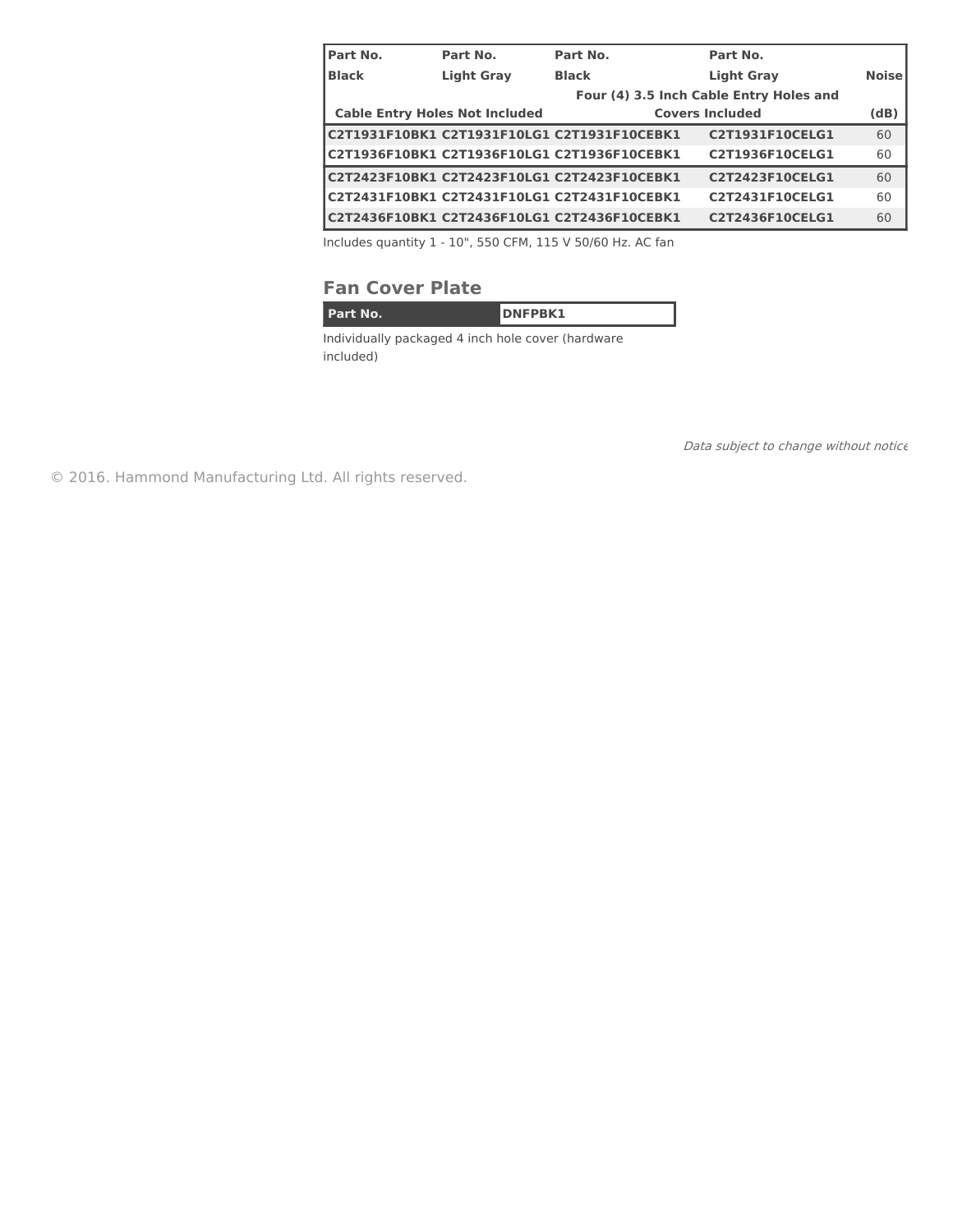| Part No. Black | Part No. Light Gray | Part No. Black | Part No. Light Gray | Noise |
|---|---|---|---|---|
| Cable Entry Holes Not Included | | Four (4) 3.5 Inch Cable Entry Holes and Covers Included | | (dB) |
| C2T1931F10BK1 | C2T1931F10LG1 | C2T1931F10CEBK1 | C2T1931F10CELG1 | 60 |
| C2T1936F10BK1 | C2T1936F10LG1 | C2T1936F10CEBK1 | C2T1936F10CELG1 | 60 |
| C2T2423F10BK1 | C2T2423F10LG1 | C2T2423F10CEBK1 | C2T2423F10CELG1 | 60 |
| C2T2431F10BK1 | C2T2431F10LG1 | C2T2431F10CEBK1 | C2T2431F10CELG1 | 60 |
| C2T2436F10BK1 | C2T2436F10LG1 | C2T2436F10CEBK1 | C2T2436F10CELG1 | 60 |

Includes quantity 1 - 10", 550 CFM, 115 V 50/60 Hz. AC fan

## Fan Cover Plate

| Part No. | DNFPBK1 |
|---|---|

Individually packaged 4 inch hole cover (hardware included)

*Data subject to change without notice*

© 2016. Hammond Manufacturing Ltd. All rights reserved.